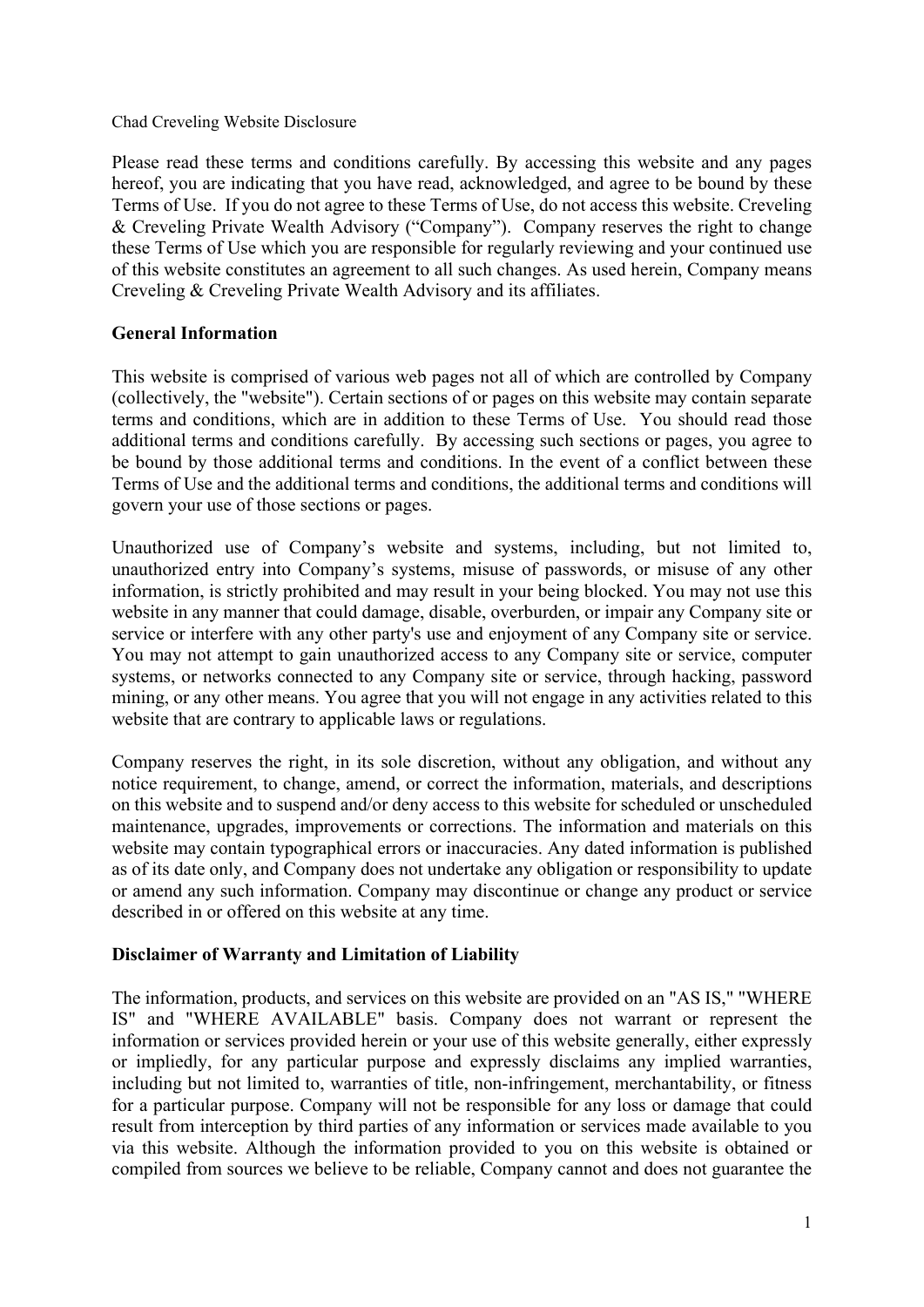Chad Creveling Website Disclosure

Please read these terms and conditions carefully. By accessing this website and any pages hereof, you are indicating that you have read, acknowledged, and agree to be bound by these Terms of Use. If you do not agree to these Terms of Use, do not access this website. Creveling & Creveling Private Wealth Advisory ("Company"). Company reserves the right to change these Terms of Use which you are responsible for regularly reviewing and your continued use of this website constitutes an agreement to all such changes. As used herein, Company means Creveling & Creveling Private Wealth Advisory and its affiliates.

**General Information**

This website is comprised of various web pages not all of which are controlled by Company (collectively, the "website"). Certain sections of or pages on this website may contain separate terms and conditions, which are in addition to these Terms of Use. You should read those additional terms and conditions carefully. By accessing such sections or pages, you agree to be bound by those additional terms and conditions. In the event of a conflict between these Terms of Use and the additional terms and conditions, the additional terms and conditions will govern your use of those sections or pages.

Unauthorized use of Company's website and systems, including, but not limited to, unauthorized entry into Company's systems, misuse of passwords, or misuse of any other information, is strictly prohibited and may result in your being blocked. You may not use this website in any manner that could damage, disable, overburden, or impair any Company site or service or interfere with any other party's use and enjoyment of any Company site or service. You may not attempt to gain unauthorized access to any Company site or service, computer systems, or networks connected to any Company site or service, through hacking, password mining, or any other means. You agree that you will not engage in any activities related to this website that are contrary to applicable laws or regulations.

Company reserves the right, in its sole discretion, without any obligation, and without any notice requirement, to change, amend, or correct the information, materials, and descriptions on this website and to suspend and/or deny access to this website for scheduled or unscheduled maintenance, upgrades, improvements or corrections. The information and materials on this website may contain typographical errors or inaccuracies. Any dated information is published as of its date only, and Company does not undertake any obligation or responsibility to update or amend any such information. Company may discontinue or change any product or service described in or offered on this website at any time.

**Disclaimer of Warranty and Limitation of Liability**

The information, products, and services on this website are provided on an "AS IS," "WHERE IS" and "WHERE AVAILABLE" basis. Company does not warrant or represent the information or services provided herein or your use of this website generally, either expressly or impliedly, for any particular purpose and expressly disclaims any implied warranties, including but not limited to, warranties of title, non-infringement, merchantability, or fitness for a particular purpose. Company will not be responsible for any loss or damage that could result from interception by third parties of any information or services made available to you via this website. Although the information provided to you on this website is obtained or compiled from sources we believe to be reliable, Company cannot and does not guarantee the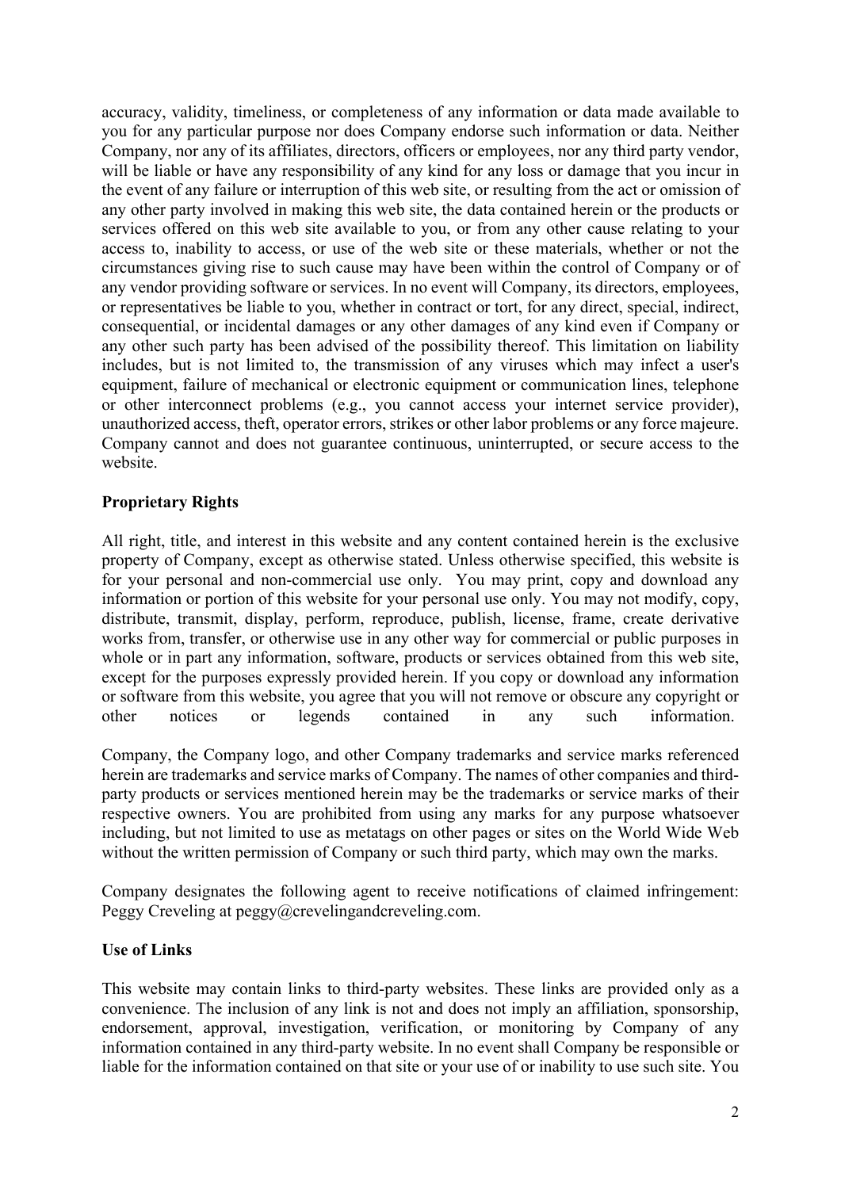accuracy, validity, timeliness, or completeness of any information or data made available to you for any particular purpose nor does Company endorse such information or data. Neither Company, nor any of its affiliates, directors, officers or employees, nor any third party vendor, will be liable or have any responsibility of any kind for any loss or damage that you incur in the event of any failure or interruption of this web site, or resulting from the act or omission of any other party involved in making this web site, the data contained herein or the products or services offered on this web site available to you, or from any other cause relating to your access to, inability to access, or use of the web site or these materials, whether or not the circumstances giving rise to such cause may have been within the control of Company or of any vendor providing software or services. In no event will Company, its directors, employees, or representatives be liable to you, whether in contract or tort, for any direct, special, indirect, consequential, or incidental damages or any other damages of any kind even if Company or any other such party has been advised of the possibility thereof. This limitation on liability includes, but is not limited to, the transmission of any viruses which may infect a user's equipment, failure of mechanical or electronic equipment or communication lines, telephone or other interconnect problems (e.g., you cannot access your internet service provider), unauthorized access, theft, operator errors, strikes or other labor problems or any force majeure. Company cannot and does not guarantee continuous, uninterrupted, or secure access to the website.

**Proprietary Rights**

All right, title, and interest in this website and any content contained herein is the exclusive property of Company, except as otherwise stated. Unless otherwise specified, this website is for your personal and non-commercial use only. You may print, copy and download any information or portion of this website for your personal use only. You may not modify, copy, distribute, transmit, display, perform, reproduce, publish, license, frame, create derivative works from, transfer, or otherwise use in any other way for commercial or public purposes in whole or in part any information, software, products or services obtained from this web site, except for the purposes expressly provided herein. If you copy or download any information or software from this website, you agree that you will not remove or obscure any copyright or other notices or legends contained in any such information.

Company, the Company logo, and other Company trademarks and service marks referenced herein are trademarks and service marks of Company. The names of other companies and third-party products or services mentioned herein may be the trademarks or service marks of their respective owners. You are prohibited from using any marks for any purpose whatsoever including, but not limited to use as metatags on other pages or sites on the World Wide Web without the written permission of Company or such third party, which may own the marks.

Company designates the following agent to receive notifications of claimed infringement: Peggy Creveling at peggy@crevelingandcreveling.com.

**Use of Links**

This website may contain links to third-party websites. These links are provided only as a convenience. The inclusion of any link is not and does not imply an affiliation, sponsorship, endorsement, approval, investigation, verification, or monitoring by Company of any information contained in any third-party website. In no event shall Company be responsible or liable for the information contained on that site or your use of or inability to use such site. You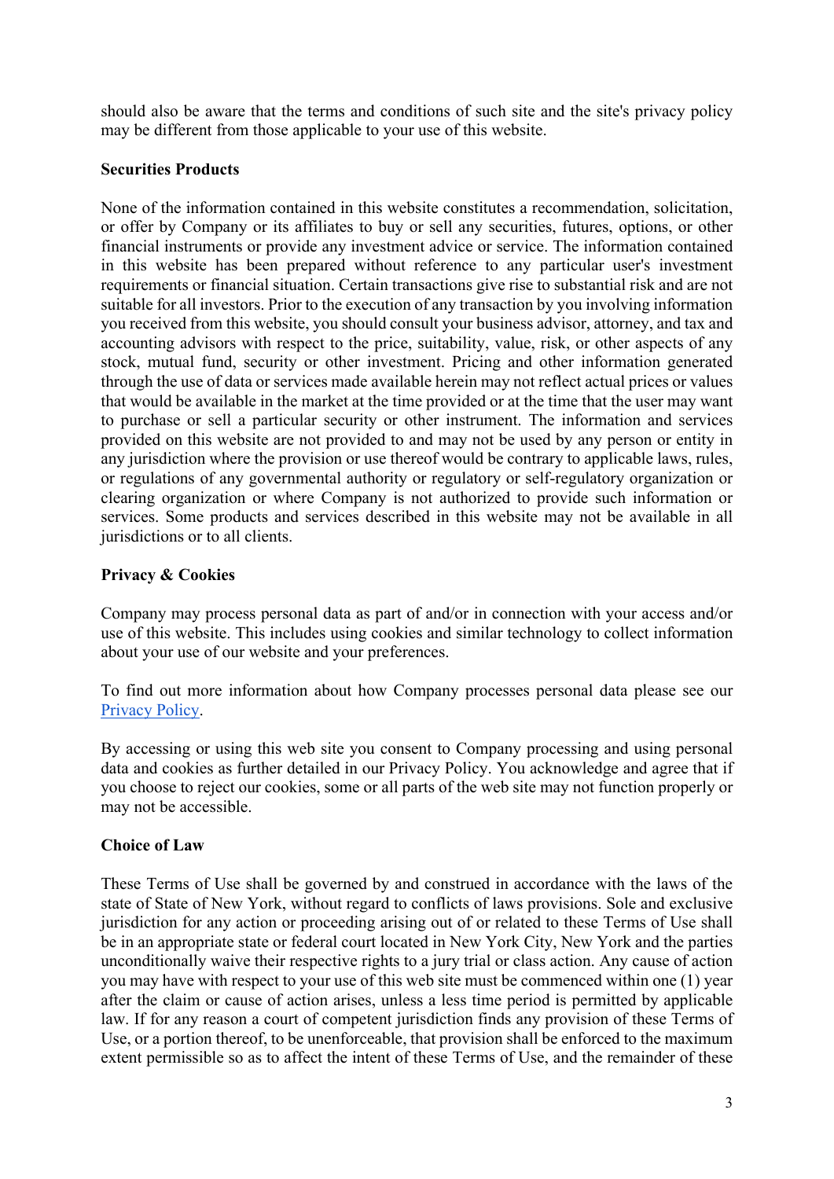should also be aware that the terms and conditions of such site and the site's privacy policy may be different from those applicable to your use of this website.

**Securities Products**

None of the information contained in this website constitutes a recommendation, solicitation, or offer by Company or its affiliates to buy or sell any securities, futures, options, or other financial instruments or provide any investment advice or service. The information contained in this website has been prepared without reference to any particular user's investment requirements or financial situation. Certain transactions give rise to substantial risk and are not suitable for all investors. Prior to the execution of any transaction by you involving information you received from this website, you should consult your business advisor, attorney, and tax and accounting advisors with respect to the price, suitability, value, risk, or other aspects of any stock, mutual fund, security or other investment. Pricing and other information generated through the use of data or services made available herein may not reflect actual prices or values that would be available in the market at the time provided or at the time that the user may want to purchase or sell a particular security or other instrument. The information and services provided on this website are not provided to and may not be used by any person or entity in any jurisdiction where the provision or use thereof would be contrary to applicable laws, rules, or regulations of any governmental authority or regulatory or self-regulatory organization or clearing organization or where Company is not authorized to provide such information or services. Some products and services described in this website may not be available in all jurisdictions or to all clients.

**Privacy & Cookies**

Company may process personal data as part of and/or in connection with your access and/or use of this website. This includes using cookies and similar technology to collect information about your use of our website and your preferences.

To find out more information about how Company processes personal data please see our [Privacy Policy](#).

By accessing or using this web site you consent to Company processing and using personal data and cookies as further detailed in our Privacy Policy. You acknowledge and agree that if you choose to reject our cookies, some or all parts of the web site may not function properly or may not be accessible.

**Choice of Law**

These Terms of Use shall be governed by and construed in accordance with the laws of the state of State of New York, without regard to conflicts of laws provisions. Sole and exclusive jurisdiction for any action or proceeding arising out of or related to these Terms of Use shall be in an appropriate state or federal court located in New York City, New York and the parties unconditionally waive their respective rights to a jury trial or class action. Any cause of action you may have with respect to your use of this web site must be commenced within one (1) year after the claim or cause of action arises, unless a less time period is permitted by applicable law. If for any reason a court of competent jurisdiction finds any provision of these Terms of Use, or a portion thereof, to be unenforceable, that provision shall be enforced to the maximum extent permissible so as to affect the intent of these Terms of Use, and the remainder of these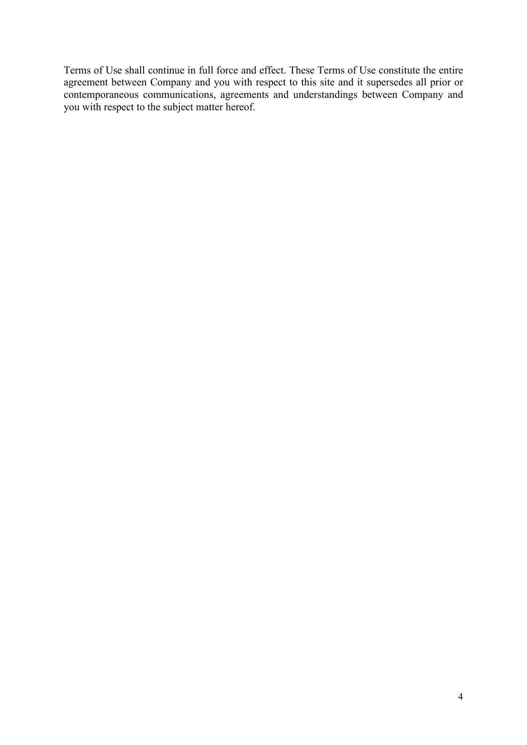Terms of Use shall continue in full force and effect. These Terms of Use constitute the entire agreement between Company and you with respect to this site and it supersedes all prior or contemporaneous communications, agreements and understandings between Company and you with respect to the subject matter hereof.